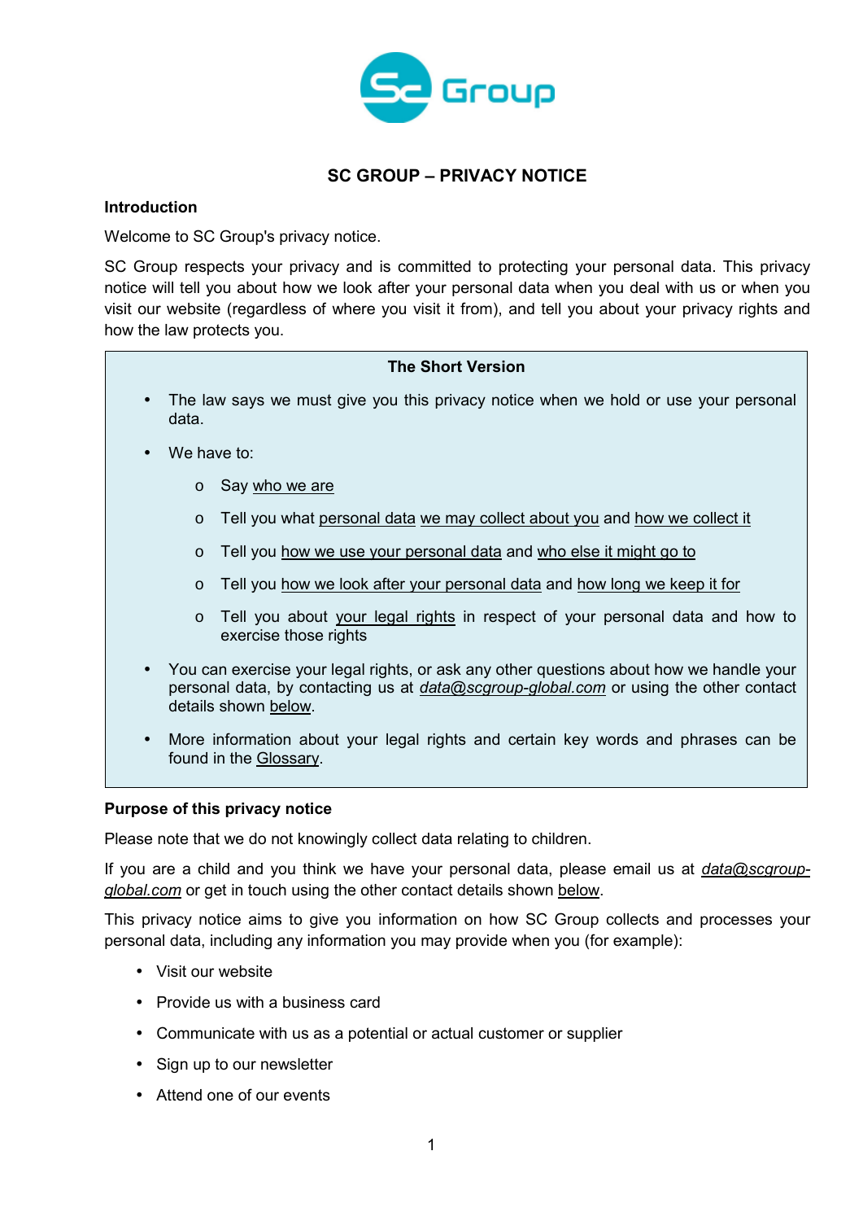# SC GROUP – PRIVACY NOTICE

## Introduction

Welcome to SC Group's privacy notice.

SC Group respects your privacy and is committed to protecting your personal data. This privacy notice will tell you about how we look after your personal data when you deal with us or when you visit our website (regardless of where you visit it from), and tell you about your privacy rights and how the law protects you.

### The Short Version

- The law says we must give you this privacy notice when we hold or use your personal data.
- We have to:
  - Say who we are
  - Tell you what personal data we may collect about you and how we collect it
  - Tell you how we use your personal data and who else it might go to
  - Tell you how we look after your personal data and how long we keep it for
  - Tell you about your legal rights in respect of your personal data and how to exercise those rights
- You can exercise your legal rights, or ask any other questions about how we handle your personal data, by contacting us at *data@scgroup-global.com* or using the other contact details shown below.
- More information about your legal rights and certain key words and phrases can be found in the Glossary.

## Purpose of this privacy notice

Please note that we do not knowingly collect data relating to children.

If you are a child and you think we have your personal data, please email us at *data@scgroup-global.com* or get in touch using the other contact details shown below.

This privacy notice aims to give you information on how SC Group collects and processes your personal data, including any information you may provide when you (for example):

- Visit our website
- Provide us with a business card
- Communicate with us as a potential or actual customer or supplier
- Sign up to our newsletter
- Attend one of our events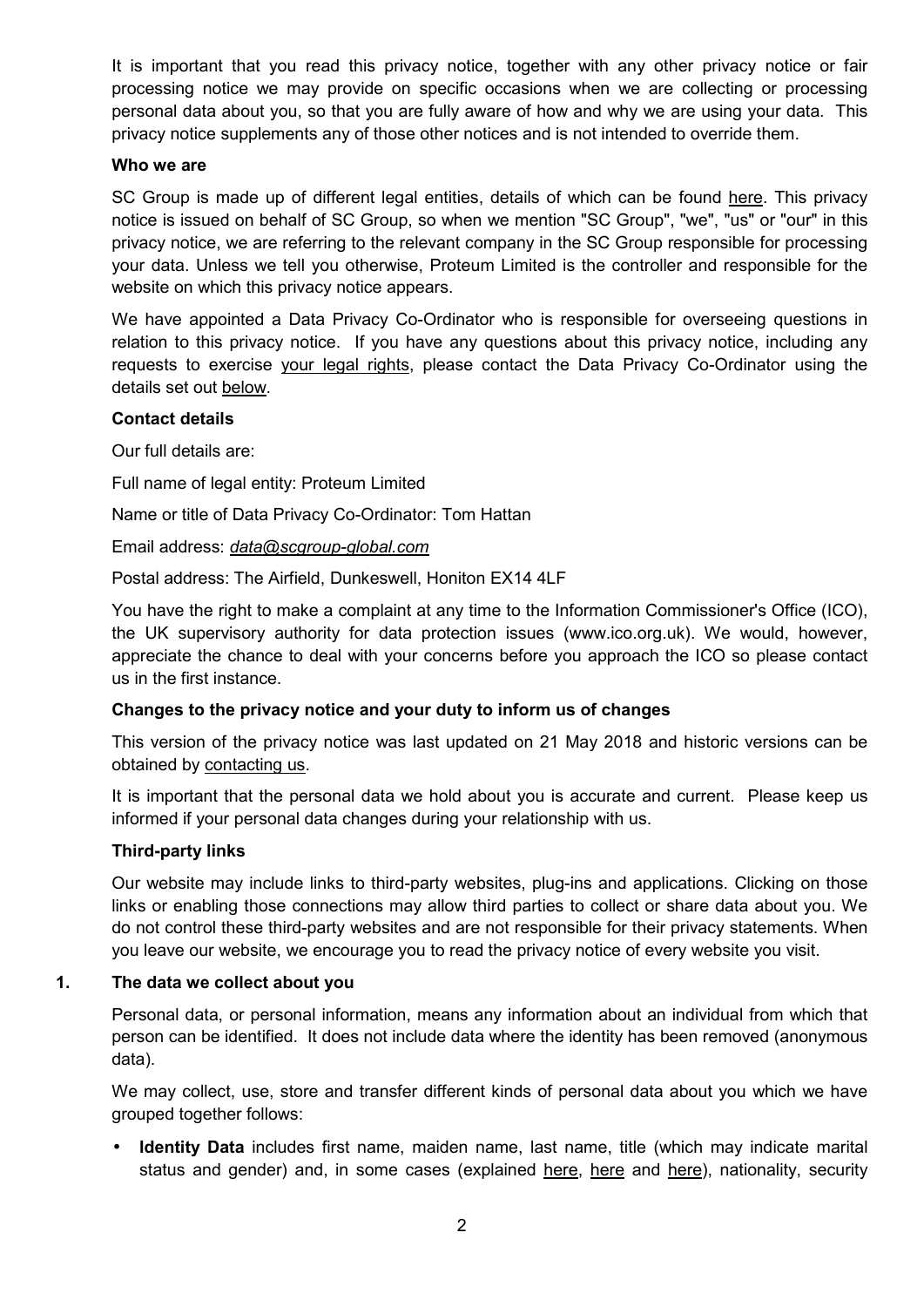It is important that you read this privacy notice, together with any other privacy notice or fair processing notice we may provide on specific occasions when we are collecting or processing personal data about you, so that you are fully aware of how and why we are using your data. This privacy notice supplements any of those other notices and is not intended to override them.

**Who we are**

SC Group is made up of different legal entities, details of which can be found here. This privacy notice is issued on behalf of SC Group, so when we mention "SC Group", "we", "us" or "our" in this privacy notice, we are referring to the relevant company in the SC Group responsible for processing your data. Unless we tell you otherwise, Proteum Limited is the controller and responsible for the website on which this privacy notice appears.

We have appointed a Data Privacy Co-Ordinator who is responsible for overseeing questions in relation to this privacy notice. If you have any questions about this privacy notice, including any requests to exercise your legal rights, please contact the Data Privacy Co-Ordinator using the details set out below.

**Contact details**

Our full details are:

Full name of legal entity: Proteum Limited

Name or title of Data Privacy Co-Ordinator: Tom Hattan

Email address: *data@scgroup-global.com*

Postal address: The Airfield, Dunkeswell, Honiton EX14 4LF

You have the right to make a complaint at any time to the Information Commissioner's Office (ICO), the UK supervisory authority for data protection issues (www.ico.org.uk). We would, however, appreciate the chance to deal with your concerns before you approach the ICO so please contact us in the first instance.

**Changes to the privacy notice and your duty to inform us of changes**

This version of the privacy notice was last updated on 21 May 2018 and historic versions can be obtained by contacting us.

It is important that the personal data we hold about you is accurate and current. Please keep us informed if your personal data changes during your relationship with us.

**Third-party links**

Our website may include links to third-party websites, plug-ins and applications. Clicking on those links or enabling those connections may allow third parties to collect or share data about you. We do not control these third-party websites and are not responsible for their privacy statements. When you leave our website, we encourage you to read the privacy notice of every website you visit.

## 1. The data we collect about you

Personal data, or personal information, means any information about an individual from which that person can be identified. It does not include data where the identity has been removed (anonymous data).

We may collect, use, store and transfer different kinds of personal data about you which we have grouped together follows:

- **Identity Data** includes first name, maiden name, last name, title (which may indicate marital status and gender) and, in some cases (explained here, here and here), nationality, security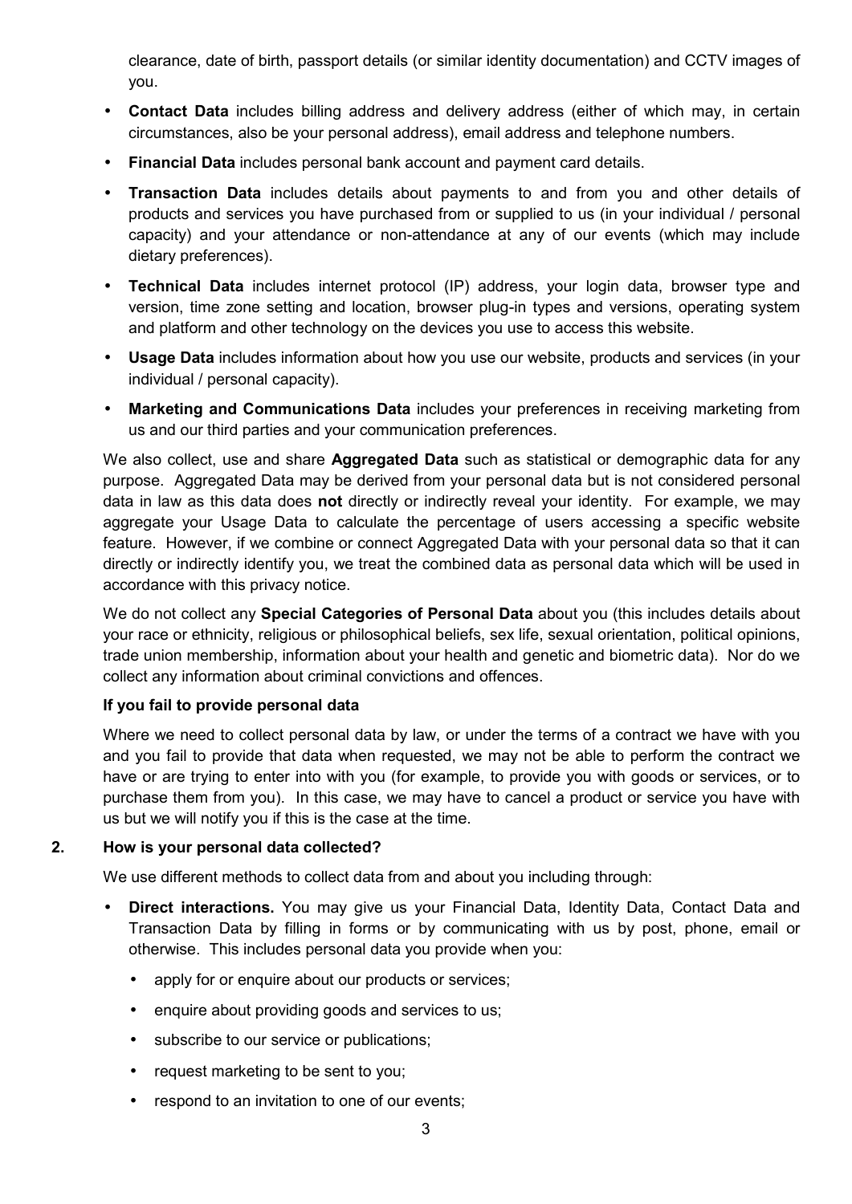clearance, date of birth, passport details (or similar identity documentation) and CCTV images of you.

- **Contact Data** includes billing address and delivery address (either of which may, in certain circumstances, also be your personal address), email address and telephone numbers.
- **Financial Data** includes personal bank account and payment card details.
- **Transaction Data** includes details about payments to and from you and other details of products and services you have purchased from or supplied to us (in your individual / personal capacity) and your attendance or non-attendance at any of our events (which may include dietary preferences).
- **Technical Data** includes internet protocol (IP) address, your login data, browser type and version, time zone setting and location, browser plug-in types and versions, operating system and platform and other technology on the devices you use to access this website.
- **Usage Data** includes information about how you use our website, products and services (in your individual / personal capacity).
- **Marketing and Communications Data** includes your preferences in receiving marketing from us and our third parties and your communication preferences.

We also collect, use and share **Aggregated Data** such as statistical or demographic data for any purpose. Aggregated Data may be derived from your personal data but is not considered personal data in law as this data does **not** directly or indirectly reveal your identity. For example, we may aggregate your Usage Data to calculate the percentage of users accessing a specific website feature. However, if we combine or connect Aggregated Data with your personal data so that it can directly or indirectly identify you, we treat the combined data as personal data which will be used in accordance with this privacy notice.

We do not collect any **Special Categories of Personal Data** about you (this includes details about your race or ethnicity, religious or philosophical beliefs, sex life, sexual orientation, political opinions, trade union membership, information about your health and genetic and biometric data). Nor do we collect any information about criminal convictions and offences.

**If you fail to provide personal data**

Where we need to collect personal data by law, or under the terms of a contract we have with you and you fail to provide that data when requested, we may not be able to perform the contract we have or are trying to enter into with you (for example, to provide you with goods or services, or to purchase them from you). In this case, we may have to cancel a product or service you have with us but we will notify you if this is the case at the time.

## 2. How is your personal data collected?

We use different methods to collect data from and about you including through:

- **Direct interactions.** You may give us your Financial Data, Identity Data, Contact Data and Transaction Data by filling in forms or by communicating with us by post, phone, email or otherwise. This includes personal data you provide when you:
  - apply for or enquire about our products or services;
  - enquire about providing goods and services to us;
  - subscribe to our service or publications;
  - request marketing to be sent to you;
  - respond to an invitation to one of our events;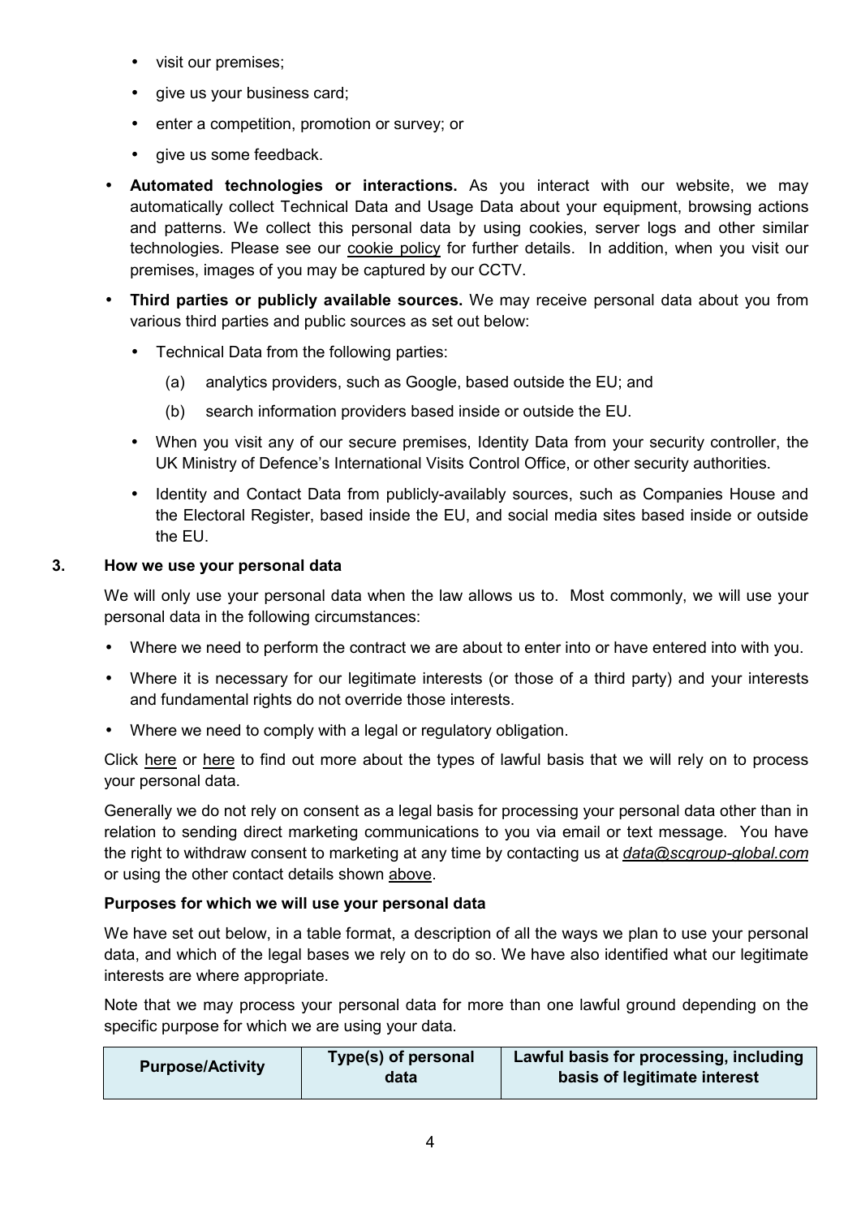- visit our premises;
  - give us your business card;
  - enter a competition, promotion or survey; or
  - give us some feedback.

- **Automated technologies or interactions.** As you interact with our website, we may automatically collect Technical Data and Usage Data about your equipment, browsing actions and patterns. We collect this personal data by using cookies, server logs and other similar technologies. Please see our cookie policy for further details. In addition, when you visit our premises, images of you may be captured by our CCTV.
- **Third parties or publicly available sources.** We may receive personal data about you from various third parties and public sources as set out below:
  - Technical Data from the following parties:
    - (a) analytics providers, such as Google, based outside the EU; and
    - (b) search information providers based inside or outside the EU.
  - When you visit any of our secure premises, Identity Data from your security controller, the UK Ministry of Defence's International Visits Control Office, or other security authorities.
  - Identity and Contact Data from publicly-availably sources, such as Companies House and the Electoral Register, based inside the EU, and social media sites based inside or outside the EU.

## 3. How we use your personal data

We will only use your personal data when the law allows us to. Most commonly, we will use your personal data in the following circumstances:

- Where we need to perform the contract we are about to enter into or have entered into with you.
- Where it is necessary for our legitimate interests (or those of a third party) and your interests and fundamental rights do not override those interests.
- Where we need to comply with a legal or regulatory obligation.

Click here or here to find out more about the types of lawful basis that we will rely on to process your personal data.

Generally we do not rely on consent as a legal basis for processing your personal data other than in relation to sending direct marketing communications to you via email or text message. You have the right to withdraw consent to marketing at any time by contacting us at *data@scgroup-global.com* or using the other contact details shown above.

### Purposes for which we will use your personal data

We have set out below, in a table format, a description of all the ways we plan to use your personal data, and which of the legal bases we rely on to do so. We have also identified what our legitimate interests are where appropriate.

Note that we may process your personal data for more than one lawful ground depending on the specific purpose for which we are using your data.

| Purpose/Activity | Type(s) of personal data | Lawful basis for processing, including basis of legitimate interest |
|---|---|---|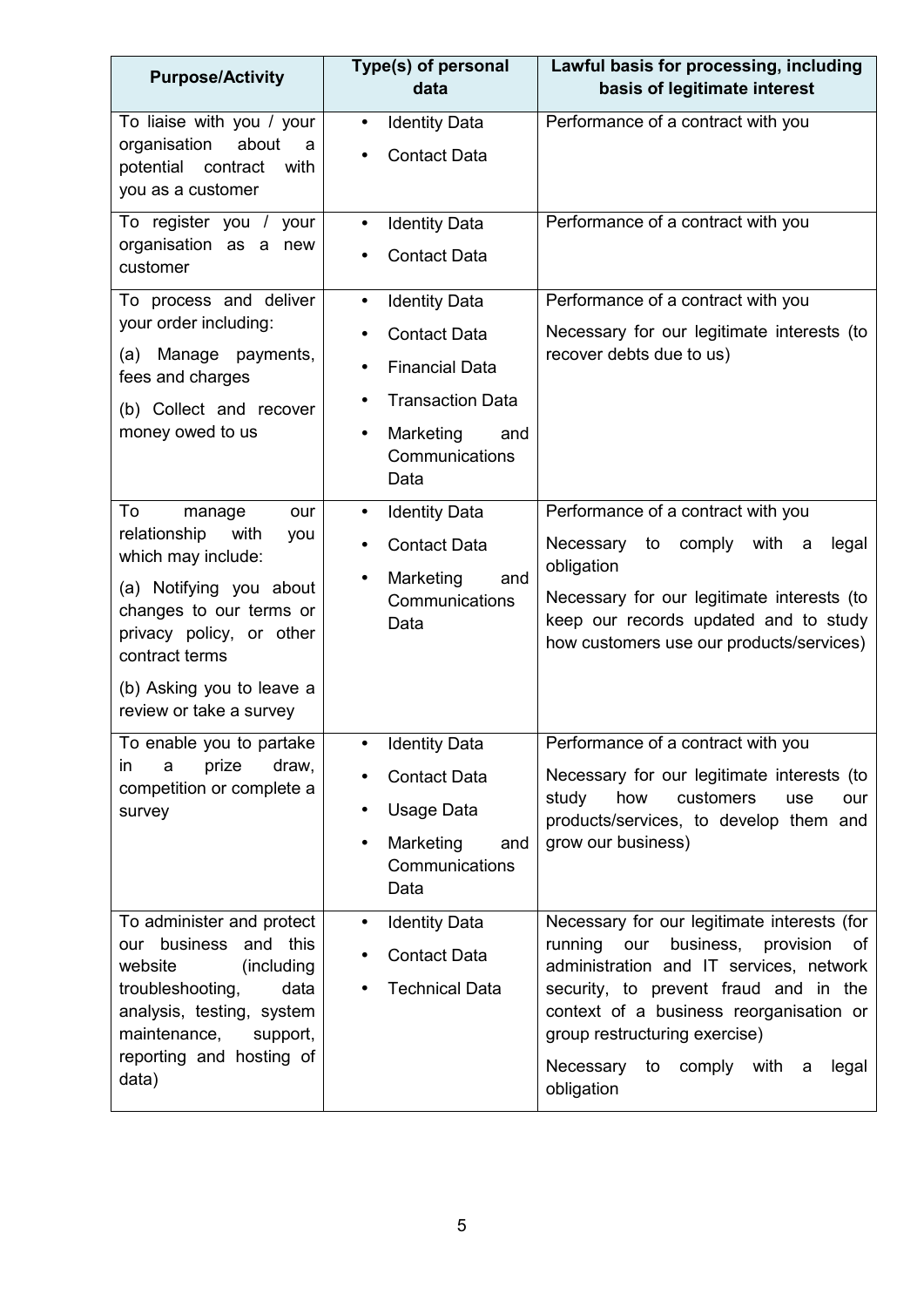| Purpose/Activity | Type(s) of personal data | Lawful basis for processing, including basis of legitimate interest |
|---|---|---|
| To liaise with you / your organisation about a potential contract with you as a customer | • Identity Data<br>• Contact Data | Performance of a contract with you |
| To register you / your organisation as a new customer | • Identity Data<br>• Contact Data | Performance of a contract with you |
| To process and deliver your order including:<br>(a) Manage payments, fees and charges<br>(b) Collect and recover money owed to us | • Identity Data<br>• Contact Data<br>• Financial Data<br>• Transaction Data<br>• Marketing and Communications Data | Performance of a contract with you<br>Necessary for our legitimate interests (to recover debts due to us) |
| To manage our relationship with you which may include:<br>(a) Notifying you about changes to our terms or privacy policy, or other contract terms<br>(b) Asking you to leave a review or take a survey | • Identity Data<br>• Contact Data<br>• Marketing and Communications Data | Performance of a contract with you<br>Necessary to comply with a legal obligation<br>Necessary for our legitimate interests (to keep our records updated and to study how customers use our products/services) |
| To enable you to partake in a prize draw, competition or complete a survey | • Identity Data<br>• Contact Data<br>• Usage Data<br>• Marketing and Communications Data | Performance of a contract with you<br>Necessary for our legitimate interests (to study how customers use our products/services, to develop them and grow our business) |
| To administer and protect our business and this website (including troubleshooting, data analysis, testing, system maintenance, support, reporting and hosting of data) | • Identity Data<br>• Contact Data<br>• Technical Data | Necessary for our legitimate interests (for running our business, provision of administration and IT services, network security, to prevent fraud and in the context of a business reorganisation or group restructuring exercise)<br>Necessary to comply with a legal obligation |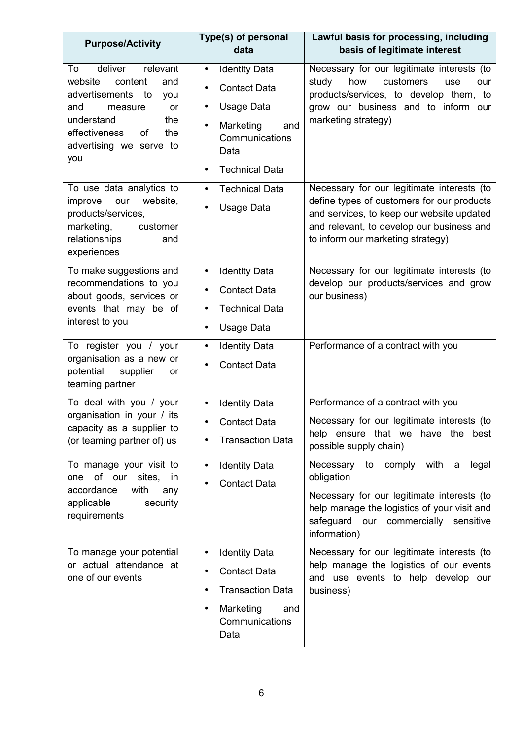| Purpose/Activity | Type(s) of personal data | Lawful basis for processing, including basis of legitimate interest |
| --- | --- | --- |
| To deliver relevant website content and advertisements to you and measure or understand the effectiveness of the advertising we serve to you | • Identity Data<br>• Contact Data<br>• Usage Data<br>• Marketing and Communications Data<br>• Technical Data | Necessary for our legitimate interests (to study how customers use our products/services, to develop them, to grow our business and to inform our marketing strategy) |
| To use data analytics to improve our website, products/services, marketing, customer relationships and experiences | • Technical Data<br>• Usage Data | Necessary for our legitimate interests (to define types of customers for our products and services, to keep our website updated and relevant, to develop our business and to inform our marketing strategy) |
| To make suggestions and recommendations to you about goods, services or events that may be of interest to you | • Identity Data<br>• Contact Data<br>• Technical Data<br>• Usage Data | Necessary for our legitimate interests (to develop our products/services and grow our business) |
| To register you / your organisation as a new or potential supplier or teaming partner | • Identity Data<br>• Contact Data | Performance of a contract with you |
| To deal with you / your organisation in your / its capacity as a supplier to (or teaming partner of) us | • Identity Data<br>• Contact Data<br>• Transaction Data | Performance of a contract with you<br><br>Necessary for our legitimate interests (to help ensure that we have the best possible supply chain) |
| To manage your visit to one of our sites, in accordance with any applicable security requirements | • Identity Data<br>• Contact Data | Necessary to comply with a legal obligation<br><br>Necessary for our legitimate interests (to help manage the logistics of your visit and safeguard our commercially sensitive information) |
| To manage your potential or actual attendance at one of our events | • Identity Data<br>• Contact Data<br>• Transaction Data<br>• Marketing and Communications Data | Necessary for our legitimate interests (to help manage the logistics of our events and use events to help develop our business) |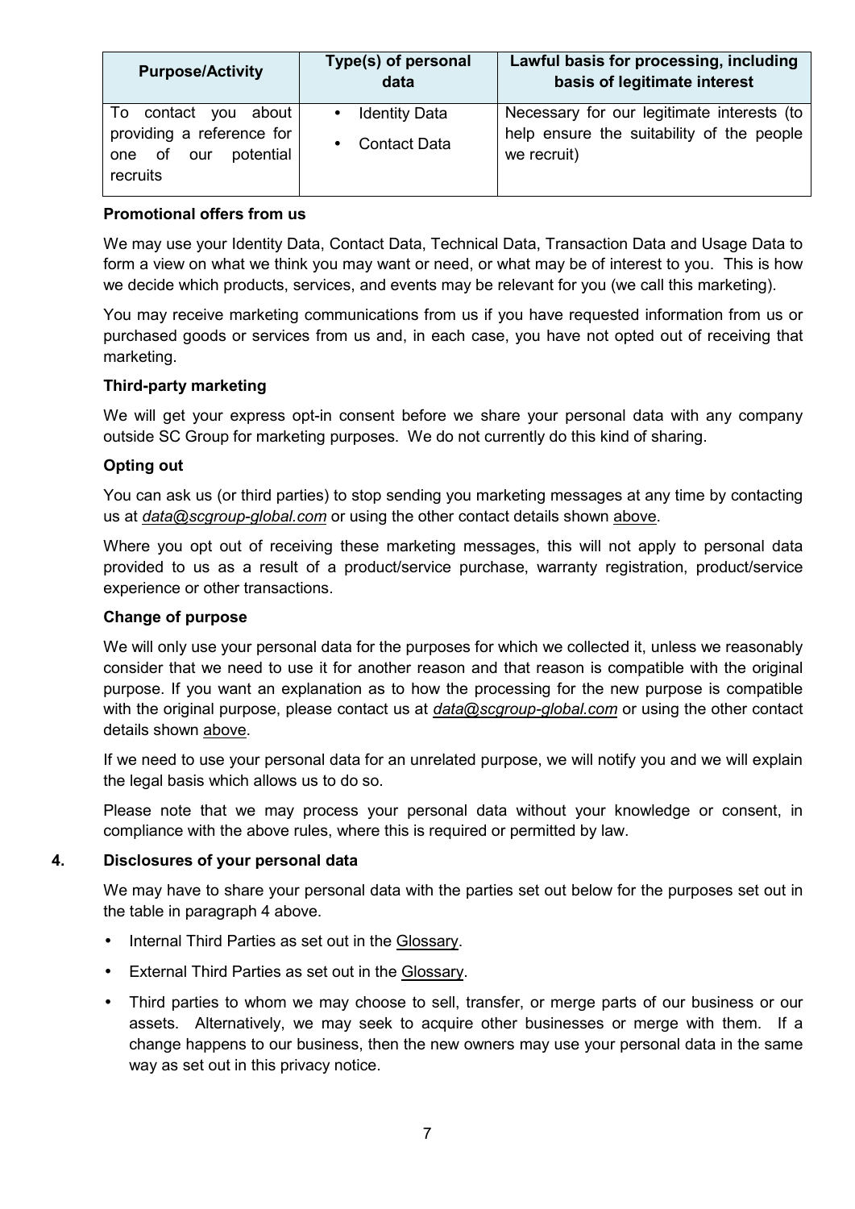| Purpose/Activity | Type(s) of personal data | Lawful basis for processing, including basis of legitimate interest |
|---|---|---|
| To contact you about providing a reference for one of our potential recruits | • Identity Data<br>• Contact Data | Necessary for our legitimate interests (to help ensure the suitability of the people we recruit) |

**Promotional offers from us**

We may use your Identity Data, Contact Data, Technical Data, Transaction Data and Usage Data to form a view on what we think you may want or need, or what may be of interest to you. This is how we decide which products, services, and events may be relevant for you (we call this marketing).

You may receive marketing communications from us if you have requested information from us or purchased goods or services from us and, in each case, you have not opted out of receiving that marketing.

**Third-party marketing**

We will get your express opt-in consent before we share your personal data with any company outside SC Group for marketing purposes. We do not currently do this kind of sharing.

**Opting out**

You can ask us (or third parties) to stop sending you marketing messages at any time by contacting us at *data@scgroup-global.com* or using the other contact details shown above.

Where you opt out of receiving these marketing messages, this will not apply to personal data provided to us as a result of a product/service purchase, warranty registration, product/service experience or other transactions.

**Change of purpose**

We will only use your personal data for the purposes for which we collected it, unless we reasonably consider that we need to use it for another reason and that reason is compatible with the original purpose. If you want an explanation as to how the processing for the new purpose is compatible with the original purpose, please contact us at *data@scgroup-global.com* or using the other contact details shown above.

If we need to use your personal data for an unrelated purpose, we will notify you and we will explain the legal basis which allows us to do so.

Please note that we may process your personal data without your knowledge or consent, in compliance with the above rules, where this is required or permitted by law.

## 4. Disclosures of your personal data

We may have to share your personal data with the parties set out below for the purposes set out in the table in paragraph 4 above.

- Internal Third Parties as set out in the Glossary.
- External Third Parties as set out in the Glossary.
- Third parties to whom we may choose to sell, transfer, or merge parts of our business or our assets. Alternatively, we may seek to acquire other businesses or merge with them. If a change happens to our business, then the new owners may use your personal data in the same way as set out in this privacy notice.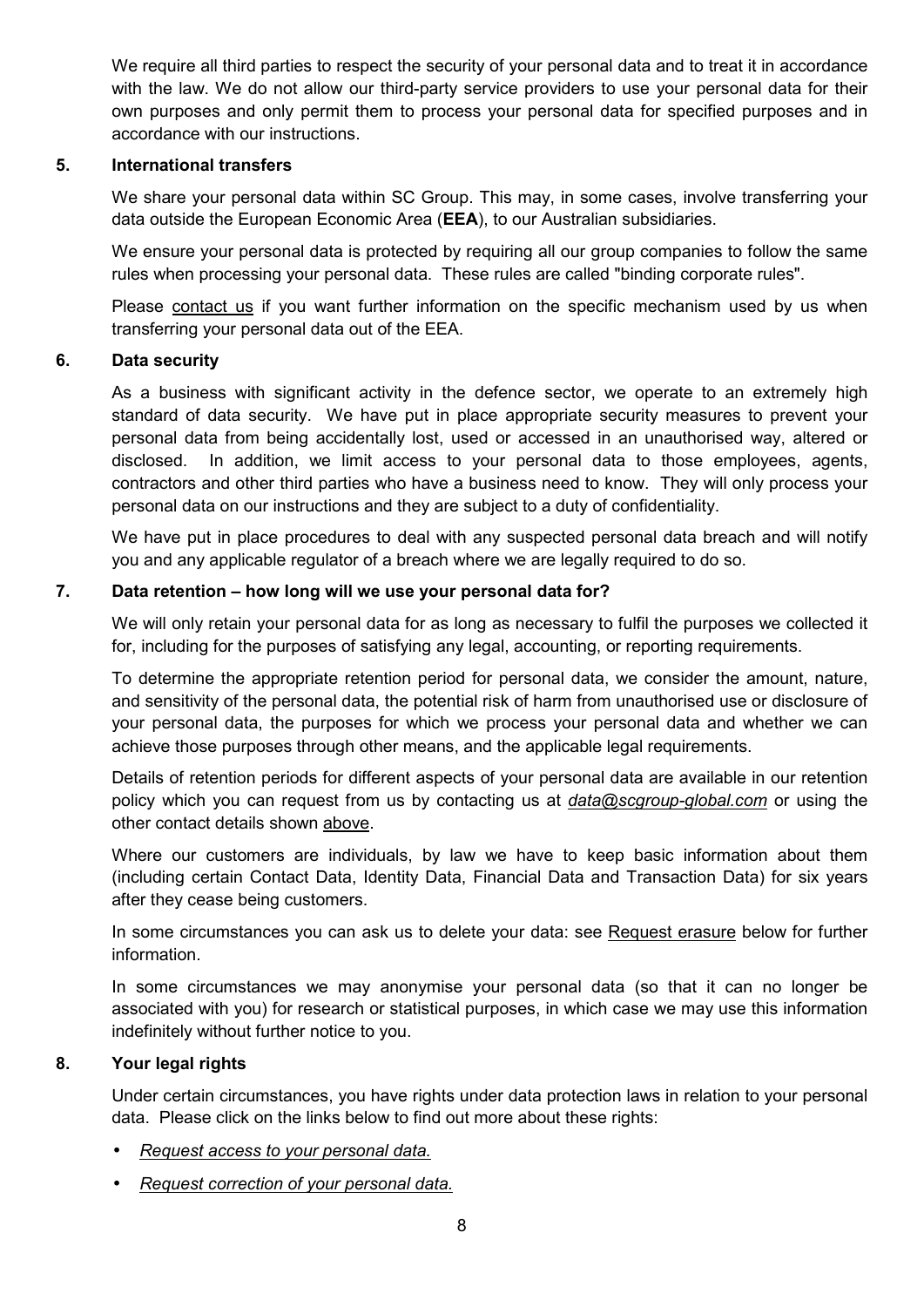We require all third parties to respect the security of your personal data and to treat it in accordance with the law. We do not allow our third-party service providers to use your personal data for their own purposes and only permit them to process your personal data for specified purposes and in accordance with our instructions.

## 5. International transfers

We share your personal data within SC Group. This may, in some cases, involve transferring your data outside the European Economic Area (**EEA**), to our Australian subsidiaries.

We ensure your personal data is protected by requiring all our group companies to follow the same rules when processing your personal data. These rules are called "binding corporate rules".

Please contact us if you want further information on the specific mechanism used by us when transferring your personal data out of the EEA.

## 6. Data security

As a business with significant activity in the defence sector, we operate to an extremely high standard of data security. We have put in place appropriate security measures to prevent your personal data from being accidentally lost, used or accessed in an unauthorised way, altered or disclosed. In addition, we limit access to your personal data to those employees, agents, contractors and other third parties who have a business need to know. They will only process your personal data on our instructions and they are subject to a duty of confidentiality.

We have put in place procedures to deal with any suspected personal data breach and will notify you and any applicable regulator of a breach where we are legally required to do so.

## 7. Data retention – how long will we use your personal data for?

We will only retain your personal data for as long as necessary to fulfil the purposes we collected it for, including for the purposes of satisfying any legal, accounting, or reporting requirements.

To determine the appropriate retention period for personal data, we consider the amount, nature, and sensitivity of the personal data, the potential risk of harm from unauthorised use or disclosure of your personal data, the purposes for which we process your personal data and whether we can achieve those purposes through other means, and the applicable legal requirements.

Details of retention periods for different aspects of your personal data are available in our retention policy which you can request from us by contacting us at *data@scgroup-global.com* or using the other contact details shown above.

Where our customers are individuals, by law we have to keep basic information about them (including certain Contact Data, Identity Data, Financial Data and Transaction Data) for six years after they cease being customers.

In some circumstances you can ask us to delete your data: see Request erasure below for further information.

In some circumstances we may anonymise your personal data (so that it can no longer be associated with you) for research or statistical purposes, in which case we may use this information indefinitely without further notice to you.

## 8. Your legal rights

Under certain circumstances, you have rights under data protection laws in relation to your personal data. Please click on the links below to find out more about these rights:

- *Request access to your personal data.*
- *Request correction of your personal data.*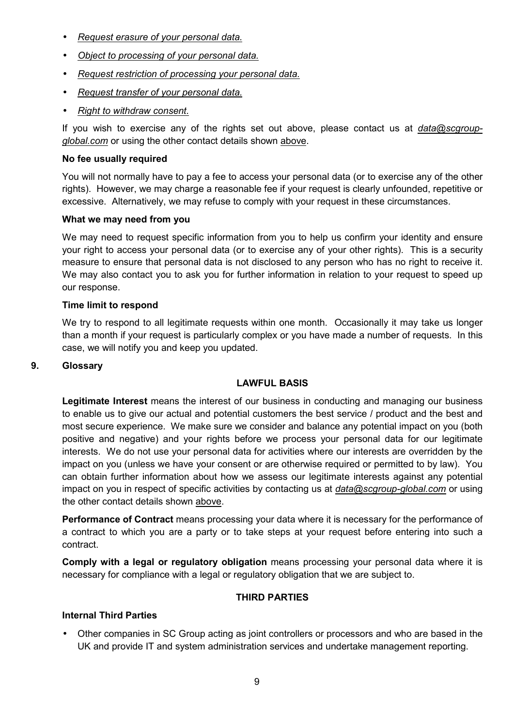- *Request erasure of your personal data.*
- *Object to processing of your personal data.*
- *Request restriction of processing your personal data.*
- *Request transfer of your personal data.*
- *Right to withdraw consent.*

If you wish to exercise any of the rights set out above, please contact us at *data@scgroup-global.com* or using the other contact details shown above.

**No fee usually required**

You will not normally have to pay a fee to access your personal data (or to exercise any of the other rights). However, we may charge a reasonable fee if your request is clearly unfounded, repetitive or excessive. Alternatively, we may refuse to comply with your request in these circumstances.

**What we may need from you**

We may need to request specific information from you to help us confirm your identity and ensure your right to access your personal data (or to exercise any of your other rights). This is a security measure to ensure that personal data is not disclosed to any person who has no right to receive it. We may also contact you to ask you for further information in relation to your request to speed up our response.

**Time limit to respond**

We try to respond to all legitimate requests within one month. Occasionally it may take us longer than a month if your request is particularly complex or you have made a number of requests. In this case, we will notify you and keep you updated.

## 9. Glossary

### LAWFUL BASIS

**Legitimate Interest** means the interest of our business in conducting and managing our business to enable us to give our actual and potential customers the best service / product and the best and most secure experience. We make sure we consider and balance any potential impact on you (both positive and negative) and your rights before we process your personal data for our legitimate interests. We do not use your personal data for activities where our interests are overridden by the impact on you (unless we have your consent or are otherwise required or permitted to by law). You can obtain further information about how we assess our legitimate interests against any potential impact on you in respect of specific activities by contacting us at *data@scgroup-global.com* or using the other contact details shown above.

**Performance of Contract** means processing your data where it is necessary for the performance of a contract to which you are a party or to take steps at your request before entering into such a contract.

**Comply with a legal or regulatory obligation** means processing your personal data where it is necessary for compliance with a legal or regulatory obligation that we are subject to.

### THIRD PARTIES

**Internal Third Parties**

- Other companies in SC Group acting as joint controllers or processors and who are based in the UK and provide IT and system administration services and undertake management reporting.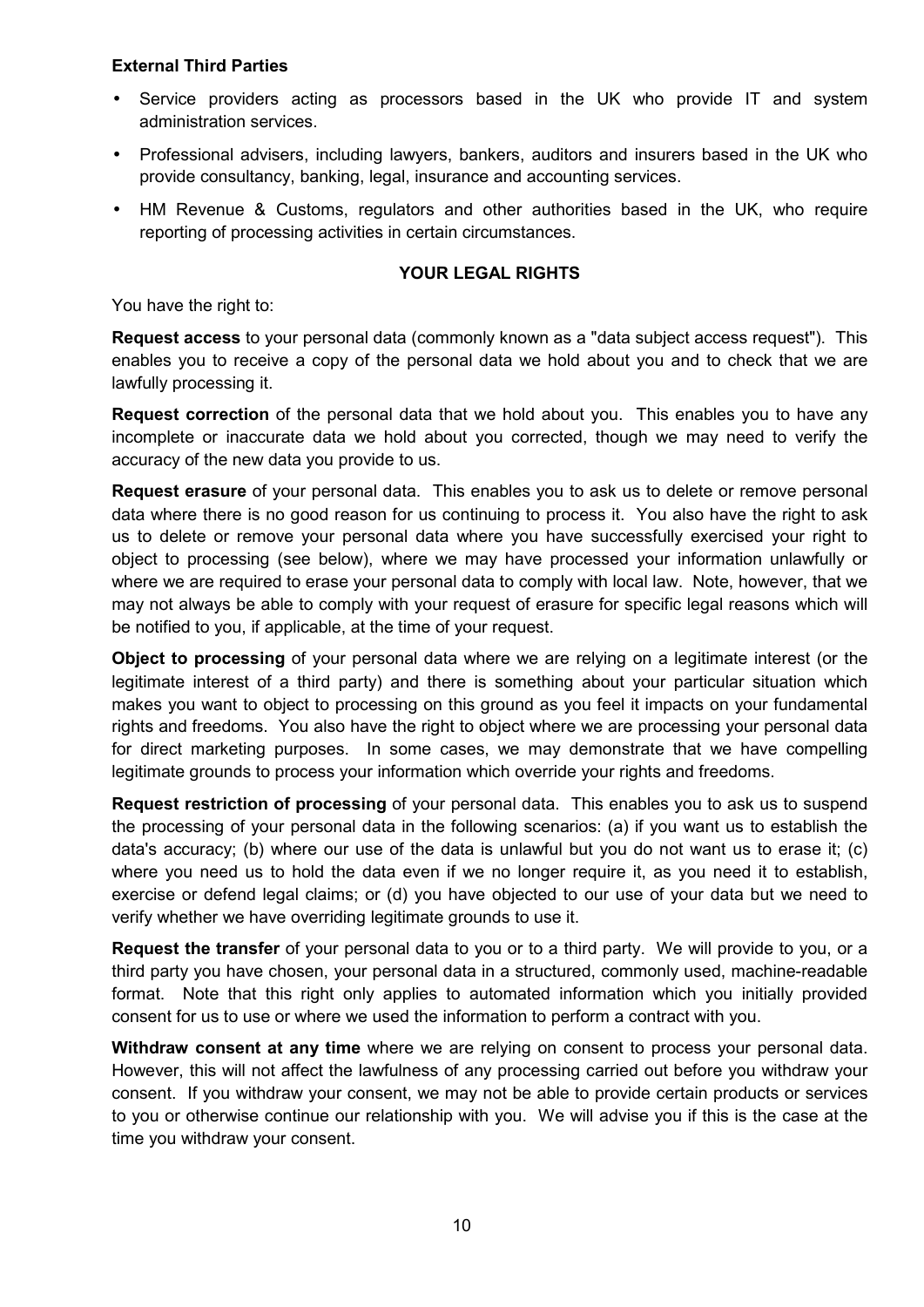**External Third Parties**

- Service providers acting as processors based in the UK who provide IT and system administration services.
- Professional advisers, including lawyers, bankers, auditors and insurers based in the UK who provide consultancy, banking, legal, insurance and accounting services.
- HM Revenue & Customs, regulators and other authorities based in the UK, who require reporting of processing activities in certain circumstances.

## YOUR LEGAL RIGHTS

You have the right to:

**Request access** to your personal data (commonly known as a "data subject access request"). This enables you to receive a copy of the personal data we hold about you and to check that we are lawfully processing it.

**Request correction** of the personal data that we hold about you. This enables you to have any incomplete or inaccurate data we hold about you corrected, though we may need to verify the accuracy of the new data you provide to us.

**Request erasure** of your personal data. This enables you to ask us to delete or remove personal data where there is no good reason for us continuing to process it. You also have the right to ask us to delete or remove your personal data where you have successfully exercised your right to object to processing (see below), where we may have processed your information unlawfully or where we are required to erase your personal data to comply with local law. Note, however, that we may not always be able to comply with your request of erasure for specific legal reasons which will be notified to you, if applicable, at the time of your request.

**Object to processing** of your personal data where we are relying on a legitimate interest (or the legitimate interest of a third party) and there is something about your particular situation which makes you want to object to processing on this ground as you feel it impacts on your fundamental rights and freedoms. You also have the right to object where we are processing your personal data for direct marketing purposes. In some cases, we may demonstrate that we have compelling legitimate grounds to process your information which override your rights and freedoms.

**Request restriction of processing** of your personal data. This enables you to ask us to suspend the processing of your personal data in the following scenarios: (a) if you want us to establish the data's accuracy; (b) where our use of the data is unlawful but you do not want us to erase it; (c) where you need us to hold the data even if we no longer require it, as you need it to establish, exercise or defend legal claims; or (d) you have objected to our use of your data but we need to verify whether we have overriding legitimate grounds to use it.

**Request the transfer** of your personal data to you or to a third party. We will provide to you, or a third party you have chosen, your personal data in a structured, commonly used, machine-readable format. Note that this right only applies to automated information which you initially provided consent for us to use or where we used the information to perform a contract with you.

**Withdraw consent at any time** where we are relying on consent to process your personal data. However, this will not affect the lawfulness of any processing carried out before you withdraw your consent. If you withdraw your consent, we may not be able to provide certain products or services to you or otherwise continue our relationship with you. We will advise you if this is the case at the time you withdraw your consent.